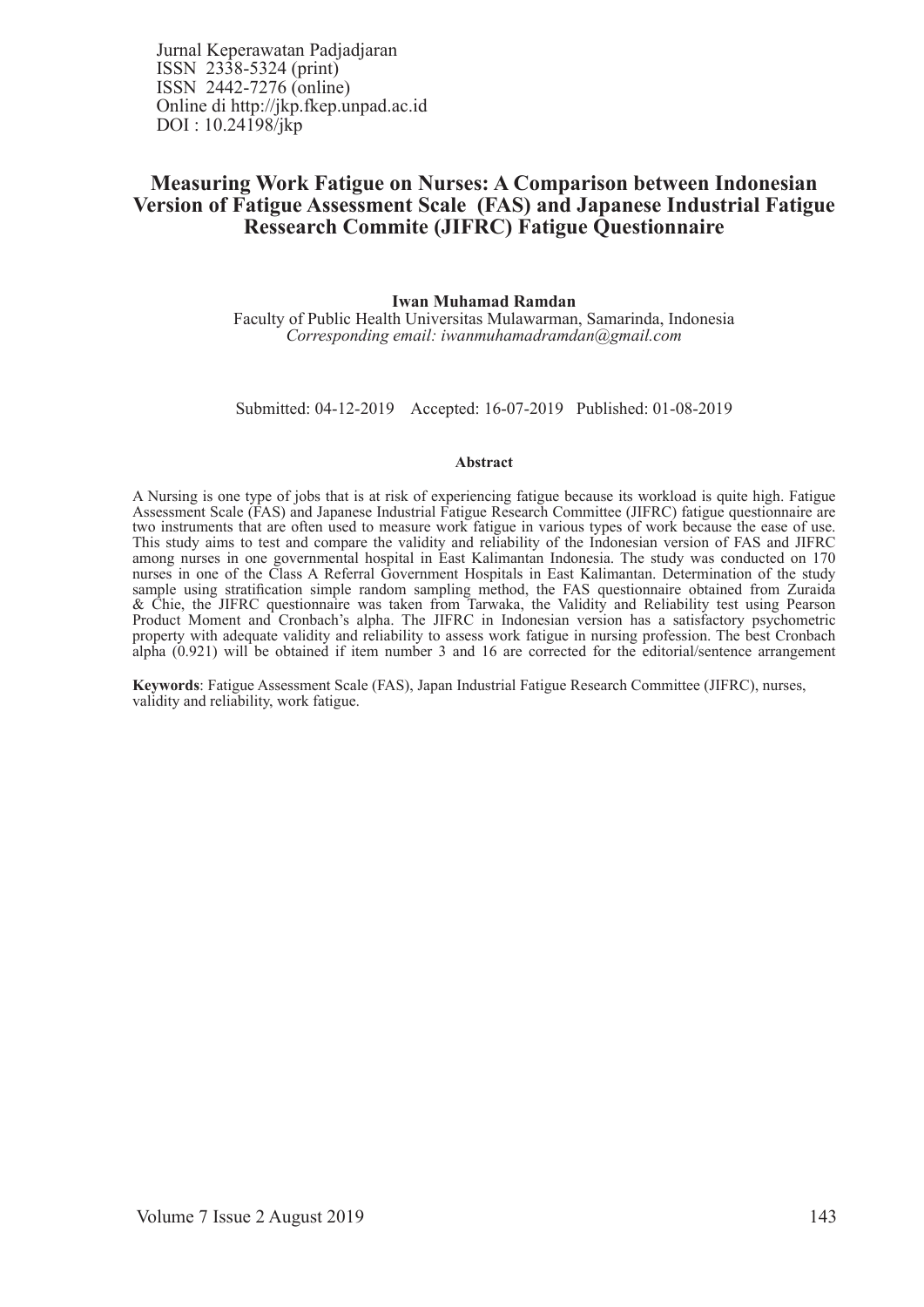Jurnal Keperawatan Padjadjaran
ISSN 2338-5324 (print)
ISSN 2442-7276 (online)
Online di http://jkp.fkep.unpad.ac.id
DOI : 10.24198/jkp

# Measuring Work Fatigue on Nurses: A Comparison between Indonesian Version of Fatigue Assessment Scale (FAS) and Japanese Industrial Fatigue Ressearch Commite (JIFRC) Fatigue Questionnaire

**Iwan Muhamad Ramdan**
Faculty of Public Health Universitas Mulawarman, Samarinda, Indonesia
*Corresponding email: iwanmuhamadramdan@gmail.com*

Submitted: 04-12-2019 Accepted: 16-07-2019 Published: 01-08-2019

### Abstract

A Nursing is one type of jobs that is at risk of experiencing fatigue because its workload is quite high. Fatigue Assessment Scale (FAS) and Japanese Industrial Fatigue Research Committee (JIFRC) fatigue questionnaire are two instruments that are often used to measure work fatigue in various types of work because the ease of use. This study aims to test and compare the validity and reliability of the Indonesian version of FAS and JIFRC among nurses in one governmental hospital in East Kalimantan Indonesia. The study was conducted on 170 nurses in one of the Class A Referral Government Hospitals in East Kalimantan. Determination of the study sample using stratification simple random sampling method, the FAS questionnaire obtained from Zuraida & Chie, the JIFRC questionnaire was taken from Tarwaka, the Validity and Reliability test using Pearson Product Moment and Cronbach's alpha. The JIFRC in Indonesian version has a satisfactory psychometric property with adequate validity and reliability to assess work fatigue in nursing profession. The best Cronbach alpha (0.921) will be obtained if item number 3 and 16 are corrected for the editorial/sentence arrangement

**Keywords**: Fatigue Assessment Scale (FAS), Japan Industrial Fatigue Research Committee (JIFRC), nurses, validity and reliability, work fatigue.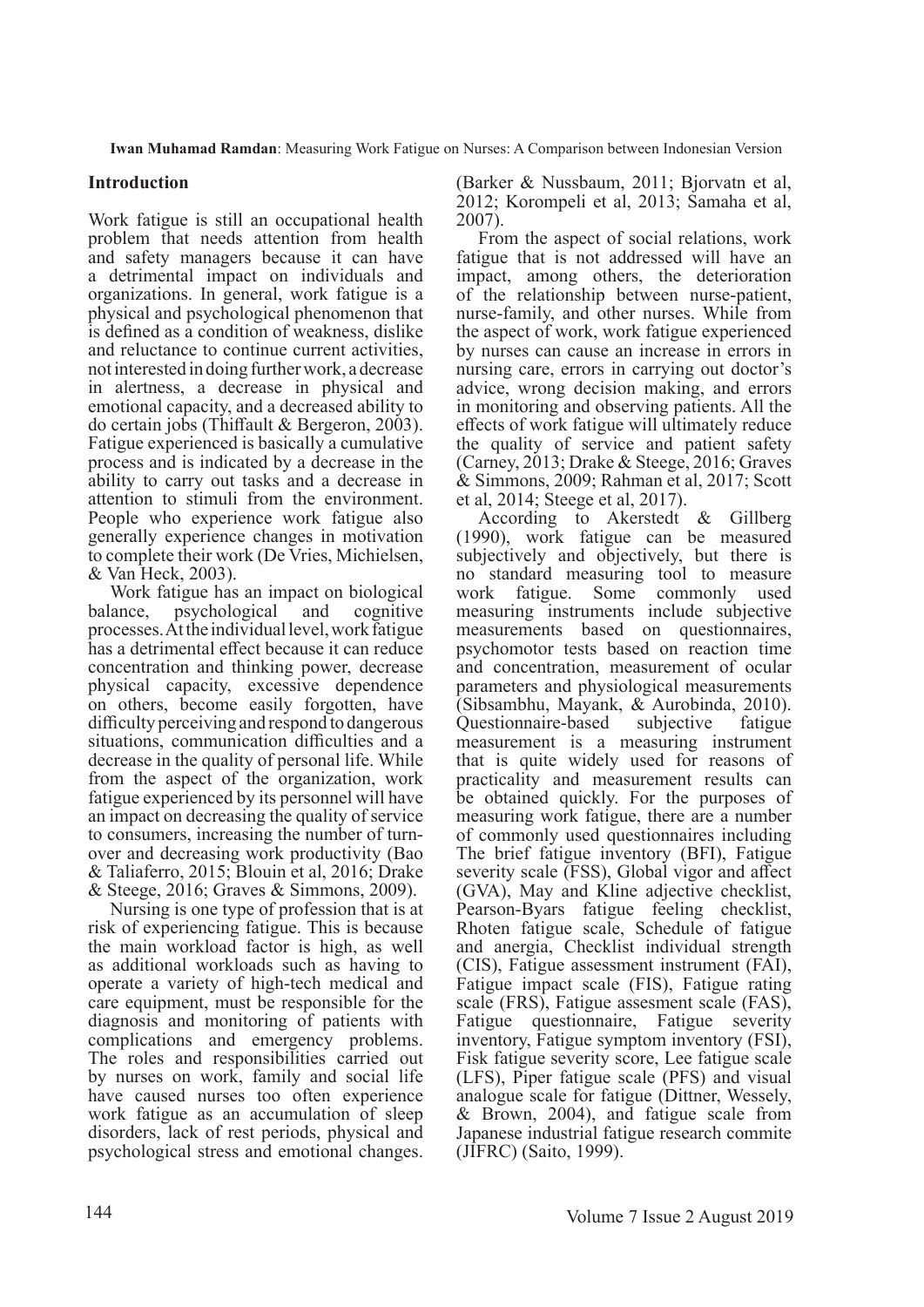## Introduction

Work fatigue is still an occupational health problem that needs attention from health and safety managers because it can have a detrimental impact on individuals and organizations. In general, work fatigue is a physical and psychological phenomenon that is defined as a condition of weakness, dislike and reluctance to continue current activities, not interested in doing further work, a decrease in alertness, a decrease in physical and emotional capacity, and a decreased ability to do certain jobs (Thiffault & Bergeron, 2003). Fatigue experienced is basically a cumulative process and is indicated by a decrease in the ability to carry out tasks and a decrease in attention to stimuli from the environment. People who experience work fatigue also generally experience changes in motivation to complete their work (De Vries, Michielsen, & Van Heck, 2003).

Work fatigue has an impact on biological balance, psychological and cognitive processes. At the individual level, work fatigue has a detrimental effect because it can reduce concentration and thinking power, decrease physical capacity, excessive dependence on others, become easily forgotten, have difficulty perceiving and respond to dangerous situations, communication difficulties and a decrease in the quality of personal life. While from the aspect of the organization, work fatigue experienced by its personnel will have an impact on decreasing the quality of service to consumers, increasing the number of turn-over and decreasing work productivity (Bao & Taliaferro, 2015; Blouin et al, 2016; Drake & Steege, 2016; Graves & Simmons, 2009).

Nursing is one type of profession that is at risk of experiencing fatigue. This is because the main workload factor is high, as well as additional workloads such as having to operate a variety of high-tech medical and care equipment, must be responsible for the diagnosis and monitoring of patients with complications and emergency problems. The roles and responsibilities carried out by nurses on work, family and social life have caused nurses too often experience work fatigue as an accumulation of sleep disorders, lack of rest periods, physical and psychological stress and emotional changes. (Barker & Nussbaum, 2011; Bjorvatn et al, 2012; Korompeli et al, 2013; Samaha et al, 2007).

From the aspect of social relations, work fatigue that is not addressed will have an impact, among others, the deterioration of the relationship between nurse-patient, nurse-family, and other nurses. While from the aspect of work, work fatigue experienced by nurses can cause an increase in errors in nursing care, errors in carrying out doctor's advice, wrong decision making, and errors in monitoring and observing patients. All the effects of work fatigue will ultimately reduce the quality of service and patient safety (Carney, 2013; Drake & Steege, 2016; Graves & Simmons, 2009; Rahman et al, 2017; Scott et al, 2014; Steege et al, 2017).

According to Akerstedt & Gillberg (1990), work fatigue can be measured subjectively and objectively, but there is no standard measuring tool to measure work fatigue. Some commonly used measuring instruments include subjective measurements based on questionnaires, psychomotor tests based on reaction time and concentration, measurement of ocular parameters and physiological measurements (Sibsambhu, Mayank, & Aurobinda, 2010). Questionnaire-based subjective fatigue measurement is a measuring instrument that is quite widely used for reasons of practicality and measurement results can be obtained quickly. For the purposes of measuring work fatigue, there are a number of commonly used questionnaires including The brief fatigue inventory (BFI), Fatigue severity scale (FSS), Global vigor and affect (GVA), May and Kline adjective checklist, Pearson-Byars fatigue feeling checklist, Rhoten fatigue scale, Schedule of fatigue and anergia, Checklist individual strength (CIS), Fatigue assessment instrument (FAI), Fatigue impact scale (FIS), Fatigue rating scale (FRS), Fatigue assesment scale (FAS), Fatigue questionnaire, Fatigue severity inventory, Fatigue symptom inventory (FSI), Fisk fatigue severity score, Lee fatigue scale (LFS), Piper fatigue scale (PFS) and visual analogue scale for fatigue (Dittner, Wessely, & Brown, 2004), and fatigue scale from Japanese industrial fatigue research commite (JIFRC) (Saito, 1999).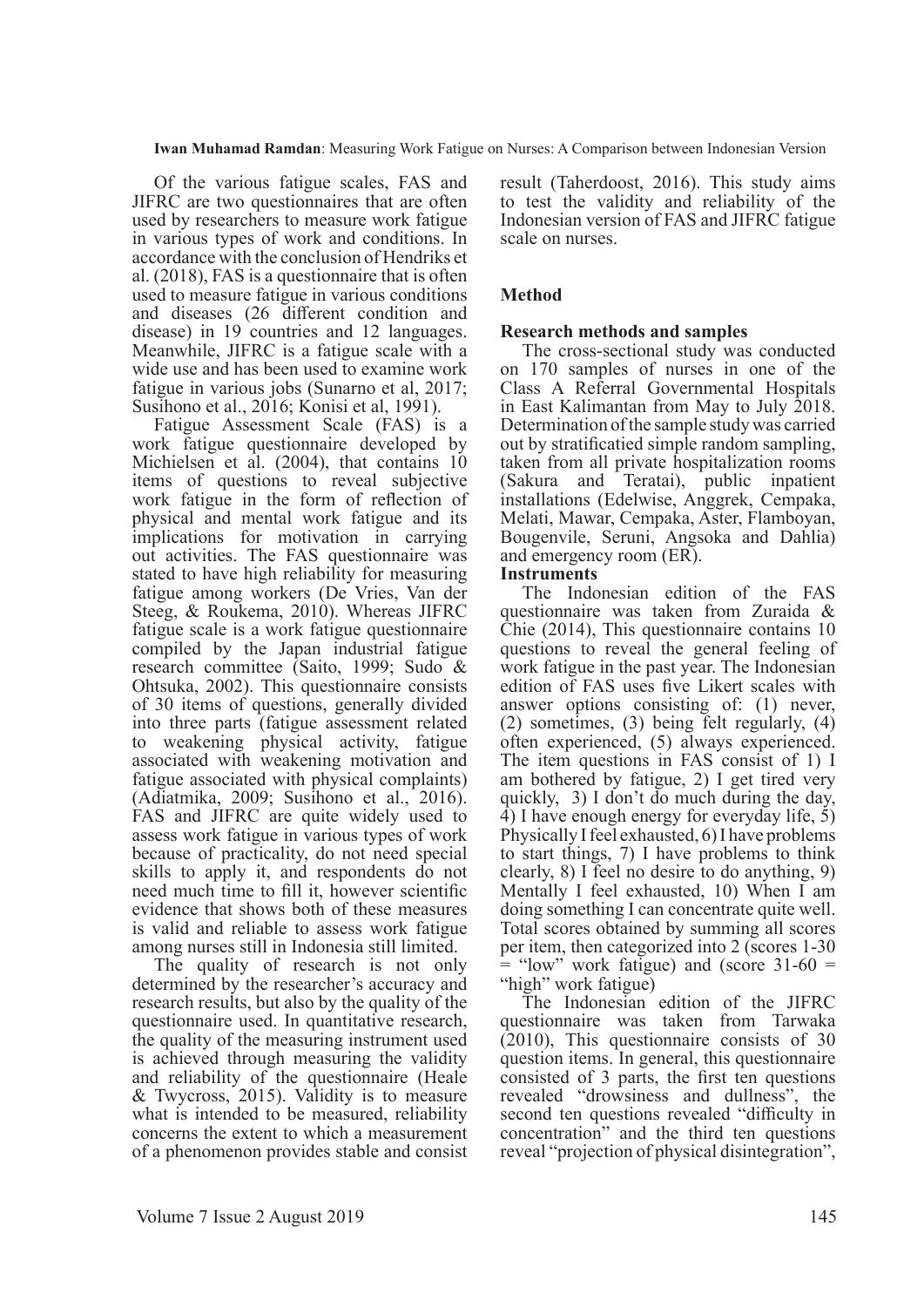Of the various fatigue scales, FAS and JIFRC are two questionnaires that are often used by researchers to measure work fatigue in various types of work and conditions. In accordance with the conclusion of Hendriks et al. (2018), FAS is a questionnaire that is often used to measure fatigue in various conditions and diseases (26 different condition and disease) in 19 countries and 12 languages. Meanwhile, JIFRC is a fatigue scale with a wide use and has been used to examine work fatigue in various jobs (Sunarno et al, 2017; Susihono et al., 2016; Konisi et al, 1991).

Fatigue Assessment Scale (FAS) is a work fatigue questionnaire developed by Michielsen et al. (2004), that contains 10 items of questions to reveal subjective work fatigue in the form of reflection of physical and mental work fatigue and its implications for motivation in carrying out activities. The FAS questionnaire was stated to have high reliability for measuring fatigue among workers (De Vries, Van der Steeg, & Roukema, 2010). Whereas JIFRC fatigue scale is a work fatigue questionnaire compiled by the Japan industrial fatigue research committee (Saito, 1999; Sudo & Ohtsuka, 2002). This questionnaire consists of 30 items of questions, generally divided into three parts (fatigue assessment related to weakening physical activity, fatigue associated with weakening motivation and fatigue associated with physical complaints) (Adiatmika, 2009; Susihono et al., 2016). FAS and JIFRC are quite widely used to assess work fatigue in various types of work because of practicality, do not need special skills to apply it, and respondents do not need much time to fill it, however scientific evidence that shows both of these measures is valid and reliable to assess work fatigue among nurses still in Indonesia still limited.

The quality of research is not only determined by the researcher's accuracy and research results, but also by the quality of the questionnaire used. In quantitative research, the quality of the measuring instrument used is achieved through measuring the validity and reliability of the questionnaire (Heale & Twycross, 2015). Validity is to measure what is intended to be measured, reliability concerns the extent to which a measurement of a phenomenon provides stable and consist result (Taherdoost, 2016). This study aims to test the validity and reliability of the Indonesian version of FAS and JIFRC fatigue scale on nurses.

## Method

### Research methods and samples

The cross-sectional study was conducted on 170 samples of nurses in one of the Class A Referral Governmental Hospitals in East Kalimantan from May to July 2018. Determination of the sample study was carried out by stratificatied simple random sampling, taken from all private hospitalization rooms (Sakura and Teratai), public inpatient installations (Edelwise, Anggrek, Cempaka, Melati, Mawar, Cempaka, Aster, Flamboyan, Bougenvile, Seruni, Angsoka and Dahlia) and emergency room (ER).

### Instruments

The Indonesian edition of the FAS questionnaire was taken from Zuraida & Chie (2014), This questionnaire contains 10 questions to reveal the general feeling of work fatigue in the past year. The Indonesian edition of FAS uses five Likert scales with answer options consisting of: (1) never, (2) sometimes, (3) being felt regularly, (4) often experienced, (5) always experienced. The item questions in FAS consist of 1) I am bothered by fatigue, 2) I get tired very quickly, 3) I don't do much during the day, 4) I have enough energy for everyday life, 5) Physically I feel exhausted, 6) I have problems to start things, 7) I have problems to think clearly, 8) I feel no desire to do anything, 9) Mentally I feel exhausted, 10) When I am doing something I can concentrate quite well. Total scores obtained by summing all scores per item, then categorized into 2 (scores 1-30 = "low" work fatigue) and (score 31-60 = "high" work fatigue)

The Indonesian edition of the JIFRC questionnaire was taken from Tarwaka (2010), This questionnaire consists of 30 question items. In general, this questionnaire consisted of 3 parts, the first ten questions revealed "drowsiness and dullness", the second ten questions revealed "difficulty in concentration" and the third ten questions reveal "projection of physical disintegration",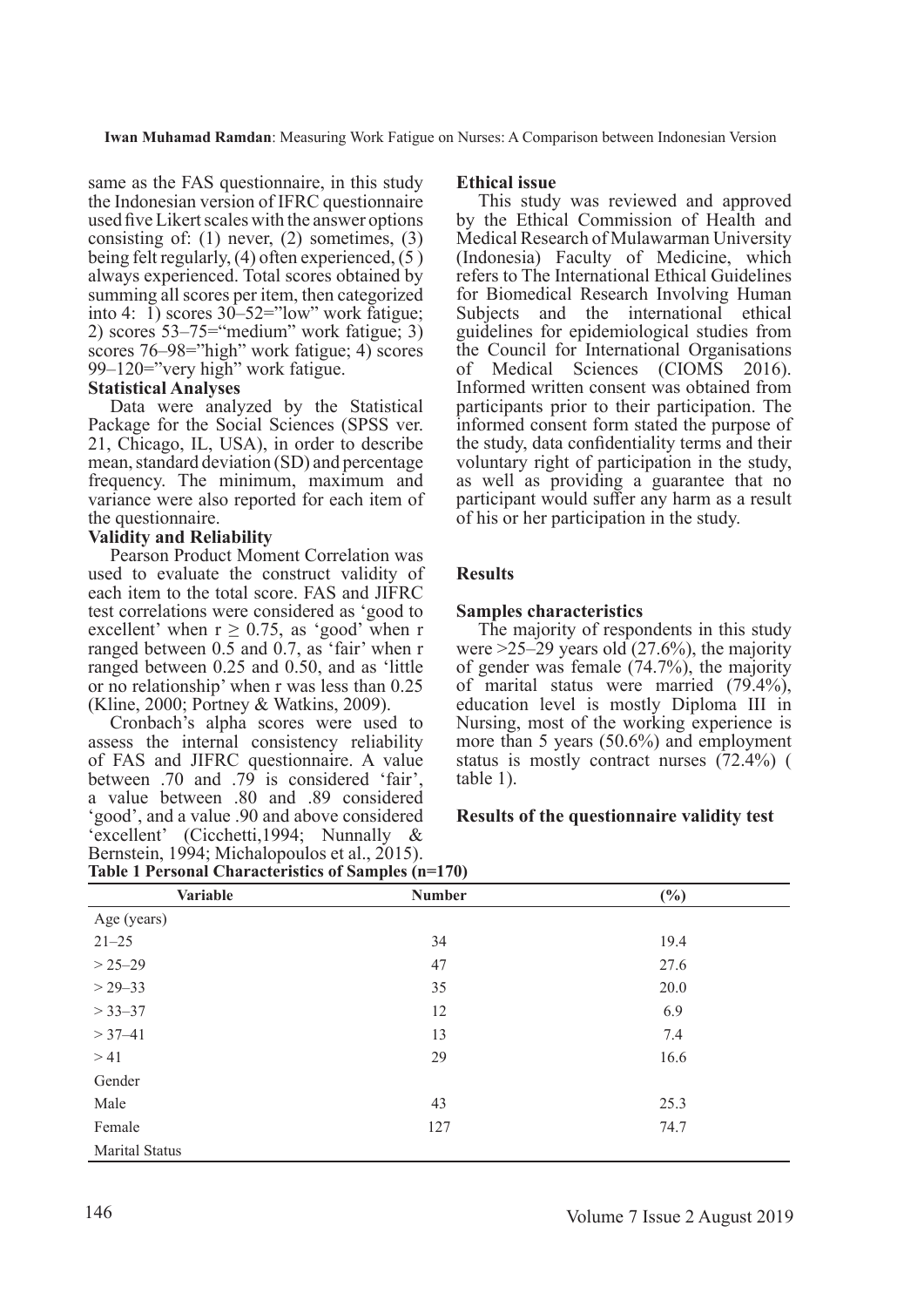same as the FAS questionnaire, in this study the Indonesian version of IFRC questionnaire used five Likert scales with the answer options consisting of: (1) never, (2) sometimes, (3) being felt regularly, (4) often experienced, (5 ) always experienced. Total scores obtained by summing all scores per item, then categorized into 4: 1) scores 30–52="low" work fatigue; 2) scores 53–75="medium" work fatigue; 3) scores 76–98="high" work fatigue; 4) scores 99–120="very high" work fatigue.

**Statistical Analyses**

Data were analyzed by the Statistical Package for the Social Sciences (SPSS ver. 21, Chicago, IL, USA), in order to describe mean, standard deviation (SD) and percentage frequency. The minimum, maximum and variance were also reported for each item of the questionnaire.

**Validity and Reliability**

Pearson Product Moment Correlation was used to evaluate the construct validity of each item to the total score. FAS and JIFRC test correlations were considered as 'good to excellent' when $r \geq 0.75$, as 'good' when r ranged between 0.5 and 0.7, as 'fair' when r ranged between 0.25 and 0.50, and as 'little or no relationship' when r was less than 0.25 (Kline, 2000; Portney & Watkins, 2009).

Cronbach's alpha scores were used to assess the internal consistency reliability of FAS and JIFRC questionnaire. A value between .70 and .79 is considered 'fair', a value between .80 and .89 considered 'good', and a value .90 and above considered 'excellent' (Cicchetti,1994; Nunnally & Bernstein, 1994; Michalopoulos et al., 2015).

**Ethical issue**

This study was reviewed and approved by the Ethical Commission of Health and Medical Research of Mulawarman University (Indonesia) Faculty of Medicine, which refers to The International Ethical Guidelines for Biomedical Research Involving Human Subjects and the international ethical guidelines for epidemiological studies from the Council for International Organisations of Medical Sciences (CIOMS 2016). Informed written consent was obtained from participants prior to their participation. The informed consent form stated the purpose of the study, data confidentiality terms and their voluntary right of participation in the study, as well as providing a guarantee that no participant would suffer any harm as a result of his or her participation in the study.

## Results

**Samples characteristics**

The majority of respondents in this study were >25–29 years old (27.6%), the majority of gender was female (74.7%), the majority of marital status were married (79.4%), education level is mostly Diploma III in Nursing, most of the working experience is more than 5 years (50.6%) and employment status is mostly contract nurses (72.4%) ( table 1).

**Results of the questionnaire validity test**

**Table 1 Personal Characteristics of Samples (n=170)**

| Variable | Number | (%) |
|---|---|---|
| Age (years) | | |
| 21–25 | 34 | 19.4 |
| > 25–29 | 47 | 27.6 |
| > 29–33 | 35 | 20.0 |
| > 33–37 | 12 | 6.9 |
| > 37–41 | 13 | 7.4 |
| > 41 | 29 | 16.6 |
| Gender | | |
| Male | 43 | 25.3 |
| Female | 127 | 74.7 |
| Marital Status | | |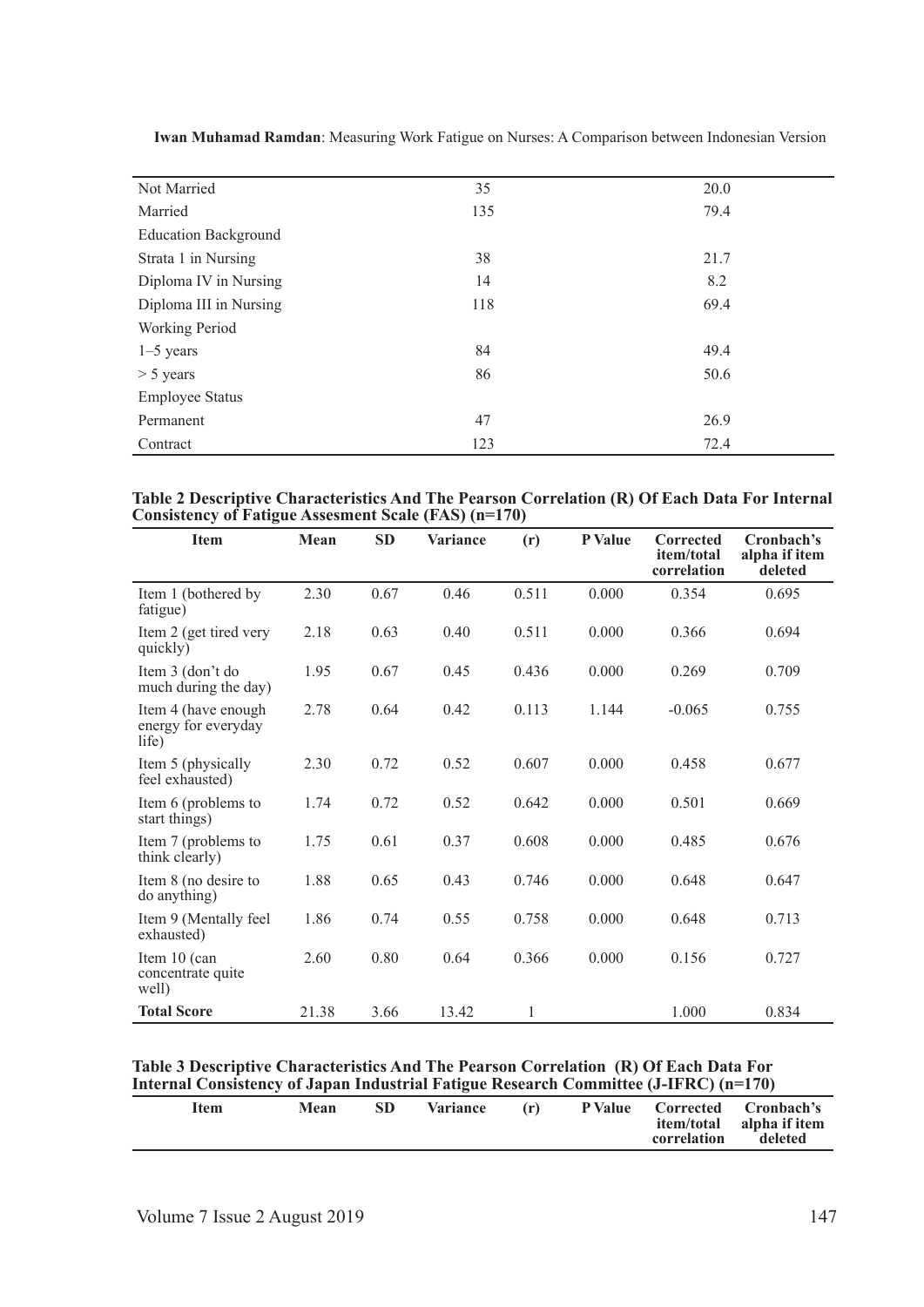| | | |
|---|---|---|
| Not Married | 35 | 20.0 |
| Married | 135 | 79.4 |
| Education Background | | |
| Strata 1 in Nursing | 38 | 21.7 |
| Diploma IV in Nursing | 14 | 8.2 |
| Diploma III in Nursing | 118 | 69.4 |
| Working Period | | |
| 1–5 years | 84 | 49.4 |
| > 5 years | 86 | 50.6 |
| Employee Status | | |
| Permanent | 47 | 26.9 |
| Contract | 123 | 72.4 |

**Table 2 Descriptive Characteristics And The Pearson Correlation (R) Of Each Data For Internal Consistency of Fatigue Assesment Scale (FAS) (n=170)**

| Item | Mean | SD | Variance | (r) | P Value | Corrected item/total correlation | Cronbach's alpha if item deleted |
|---|---|---|---|---|---|---|---|
| Item 1 (bothered by fatigue) | 2.30 | 0.67 | 0.46 | 0.511 | 0.000 | 0.354 | 0.695 |
| Item 2 (get tired very quickly) | 2.18 | 0.63 | 0.40 | 0.511 | 0.000 | 0.366 | 0.694 |
| Item 3 (don't do much during the day) | 1.95 | 0.67 | 0.45 | 0.436 | 0.000 | 0.269 | 0.709 |
| Item 4 (have enough energy for everyday life) | 2.78 | 0.64 | 0.42 | 0.113 | 1.144 | -0.065 | 0.755 |
| Item 5 (physically feel exhausted) | 2.30 | 0.72 | 0.52 | 0.607 | 0.000 | 0.458 | 0.677 |
| Item 6 (problems to start things) | 1.74 | 0.72 | 0.52 | 0.642 | 0.000 | 0.501 | 0.669 |
| Item 7 (problems to think clearly) | 1.75 | 0.61 | 0.37 | 0.608 | 0.000 | 0.485 | 0.676 |
| Item 8 (no desire to do anything) | 1.88 | 0.65 | 0.43 | 0.746 | 0.000 | 0.648 | 0.647 |
| Item 9 (Mentally feel exhausted) | 1.86 | 0.74 | 0.55 | 0.758 | 0.000 | 0.648 | 0.713 |
| Item 10 (can concentrate quite well) | 2.60 | 0.80 | 0.64 | 0.366 | 0.000 | 0.156 | 0.727 |
| **Total Score** | 21.38 | 3.66 | 13.42 | 1 | | 1.000 | 0.834 |

**Table 3 Descriptive Characteristics And The Pearson Correlation (R) Of Each Data For Internal Consistency of Japan Industrial Fatigue Research Committee (J-IFRC) (n=170)**

| Item | Mean | SD | Variance | (r) | P Value | Corrected item/total correlation | Cronbach's alpha if item deleted |
|---|---|---|---|---|---|---|---|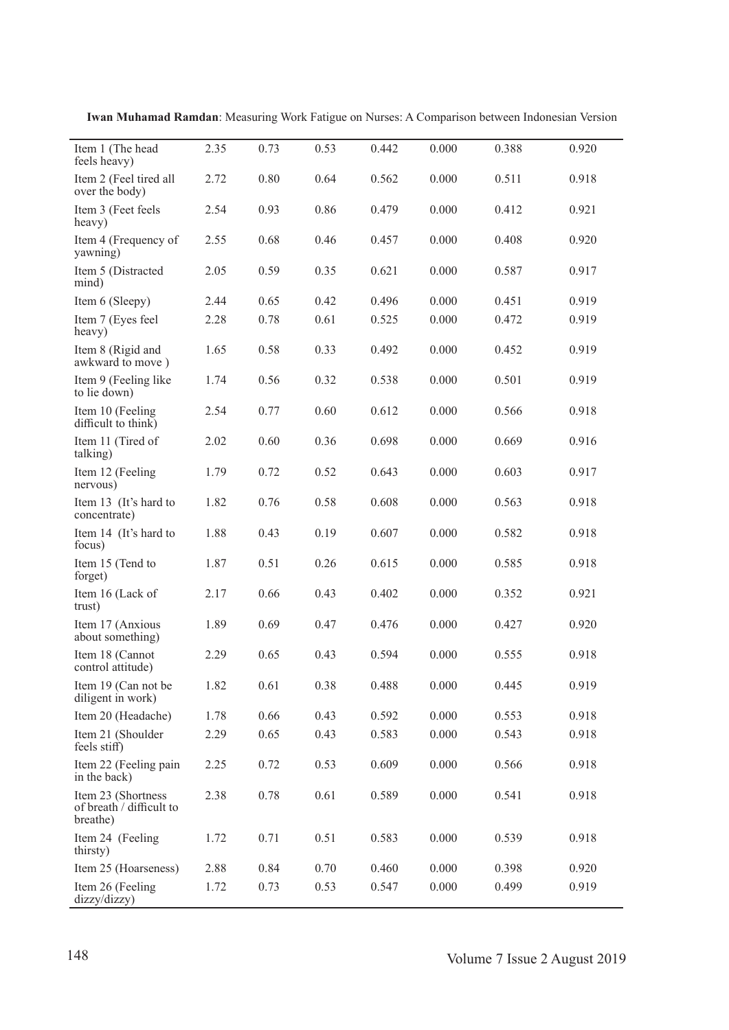| | | | | | | | |
|---|---|---|---|---|---|---|---|
| Item 1 (The head feels heavy) | 2.35 | 0.73 | 0.53 | 0.442 | 0.000 | 0.388 | 0.920 |
| Item 2 (Feel tired all over the body) | 2.72 | 0.80 | 0.64 | 0.562 | 0.000 | 0.511 | 0.918 |
| Item 3 (Feet feels heavy) | 2.54 | 0.93 | 0.86 | 0.479 | 0.000 | 0.412 | 0.921 |
| Item 4 (Frequency of yawning) | 2.55 | 0.68 | 0.46 | 0.457 | 0.000 | 0.408 | 0.920 |
| Item 5 (Distracted mind) | 2.05 | 0.59 | 0.35 | 0.621 | 0.000 | 0.587 | 0.917 |
| Item 6 (Sleepy) | 2.44 | 0.65 | 0.42 | 0.496 | 0.000 | 0.451 | 0.919 |
| Item 7 (Eyes feel heavy) | 2.28 | 0.78 | 0.61 | 0.525 | 0.000 | 0.472 | 0.919 |
| Item 8 (Rigid and awkward to move ) | 1.65 | 0.58 | 0.33 | 0.492 | 0.000 | 0.452 | 0.919 |
| Item 9 (Feeling like to lie down) | 1.74 | 0.56 | 0.32 | 0.538 | 0.000 | 0.501 | 0.919 |
| Item 10 (Feeling difficult to think) | 2.54 | 0.77 | 0.60 | 0.612 | 0.000 | 0.566 | 0.918 |
| Item 11 (Tired of talking) | 2.02 | 0.60 | 0.36 | 0.698 | 0.000 | 0.669 | 0.916 |
| Item 12 (Feeling nervous) | 1.79 | 0.72 | 0.52 | 0.643 | 0.000 | 0.603 | 0.917 |
| Item 13 (It's hard to concentrate) | 1.82 | 0.76 | 0.58 | 0.608 | 0.000 | 0.563 | 0.918 |
| Item 14 (It's hard to focus) | 1.88 | 0.43 | 0.19 | 0.607 | 0.000 | 0.582 | 0.918 |
| Item 15 (Tend to forget) | 1.87 | 0.51 | 0.26 | 0.615 | 0.000 | 0.585 | 0.918 |
| Item 16 (Lack of trust) | 2.17 | 0.66 | 0.43 | 0.402 | 0.000 | 0.352 | 0.921 |
| Item 17 (Anxious about something) | 1.89 | 0.69 | 0.47 | 0.476 | 0.000 | 0.427 | 0.920 |
| Item 18 (Cannot control attitude) | 2.29 | 0.65 | 0.43 | 0.594 | 0.000 | 0.555 | 0.918 |
| Item 19 (Can not be diligent in work) | 1.82 | 0.61 | 0.38 | 0.488 | 0.000 | 0.445 | 0.919 |
| Item 20 (Headache) | 1.78 | 0.66 | 0.43 | 0.592 | 0.000 | 0.553 | 0.918 |
| Item 21 (Shoulder feels stiff) | 2.29 | 0.65 | 0.43 | 0.583 | 0.000 | 0.543 | 0.918 |
| Item 22 (Feeling pain in the back) | 2.25 | 0.72 | 0.53 | 0.609 | 0.000 | 0.566 | 0.918 |
| Item 23 (Shortness of breath / difficult to breathe) | 2.38 | 0.78 | 0.61 | 0.589 | 0.000 | 0.541 | 0.918 |
| Item 24 (Feeling thirsty) | 1.72 | 0.71 | 0.51 | 0.583 | 0.000 | 0.539 | 0.918 |
| Item 25 (Hoarseness) | 2.88 | 0.84 | 0.70 | 0.460 | 0.000 | 0.398 | 0.920 |
| Item 26 (Feeling dizzy/dizzy) | 1.72 | 0.73 | 0.53 | 0.547 | 0.000 | 0.499 | 0.919 |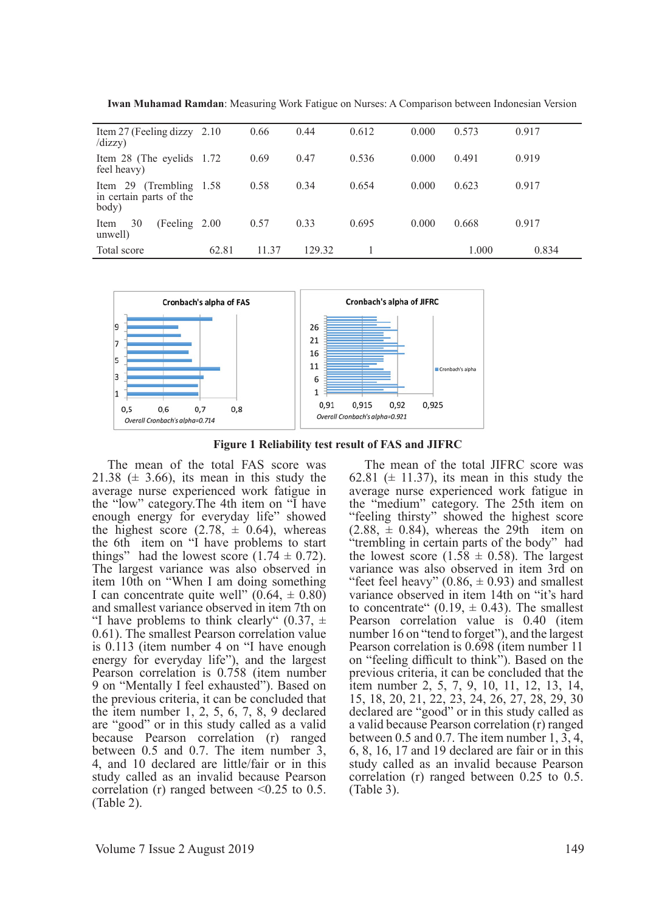| Item 27 (Feeling dizzy /dizzy) | 2.10 | 0.66 | 0.44 | 0.612 | 0.000 | 0.573 | 0.917 |
|---|---|---|---|---|---|---|---|
| Item 28 (The eyelids feel heavy) | 1.72 | 0.69 | 0.47 | 0.536 | 0.000 | 0.491 | 0.919 |
| Item 29 (Trembling in certain parts of the body) | 1.58 | 0.58 | 0.34 | 0.654 | 0.000 | 0.623 | 0.917 |
| Item 30 (Feeling unwell) | 2.00 | 0.57 | 0.33 | 0.695 | 0.000 | 0.668 | 0.917 |
| Total score | 62.81 | 11.37 | 129.32 | 1 | | 1.000 | 0.834 |

**Figure 1 Reliability test result of FAS and JIFRC**

The mean of the total FAS score was 21.38 (± 3.66), its mean in this study the average nurse experienced work fatigue in the "low" category.The 4th item on "I have enough energy for everyday life" showed the highest score (2.78, ± 0.64), whereas the 6th item on "I have problems to start things" had the lowest score (1.74 ± 0.72). The largest variance was also observed in item 10th on "When I am doing something I can concentrate quite well" (0.64, ± 0.80) and smallest variance observed in item 7th on "I have problems to think clearly" (0.37, ± 0.61). The smallest Pearson correlation value is 0.113 (item number 4 on "I have enough energy for everyday life"), and the largest Pearson correlation is 0.758 (item number 9 on "Mentally I feel exhausted"). Based on the previous criteria, it can be concluded that the item number 1, 2, 5, 6, 7, 8, 9 declared are "good" or in this study called as a valid because Pearson correlation (r) ranged between 0.5 and 0.7. The item number 3, 4, and 10 declared are little/fair or in this study called as an invalid because Pearson correlation (r) ranged between <0.25 to 0.5. (Table 2).

The mean of the total JIFRC score was 62.81 (± 11.37), its mean in this study the average nurse experienced work fatigue in the "medium" category. The 25th item on "feeling thirsty" showed the highest score (2.88, ± 0.84), whereas the 29th item on "trembling in certain parts of the body" had the lowest score (1.58 ± 0.58). The largest variance was also observed in item 3rd on "feet feel heavy" (0.86, ± 0.93) and smallest variance observed in item 14th on "it's hard to concentrate" (0.19, ± 0.43). The smallest Pearson correlation value is 0.40 (item number 16 on "tend to forget"), and the largest Pearson correlation is 0.698 (item number 11 on "feeling difficult to think"). Based on the previous criteria, it can be concluded that the item number 2, 5, 7, 9, 10, 11, 12, 13, 14, 15, 18, 20, 21, 22, 23, 24, 26, 27, 28, 29, 30 declared are "good" or in this study called as a valid because Pearson correlation (r) ranged between 0.5 and 0.7. The item number 1, 3, 4, 6, 8, 16, 17 and 19 declared are fair or in this study called as an invalid because Pearson correlation (r) ranged between 0.25 to 0.5. (Table 3).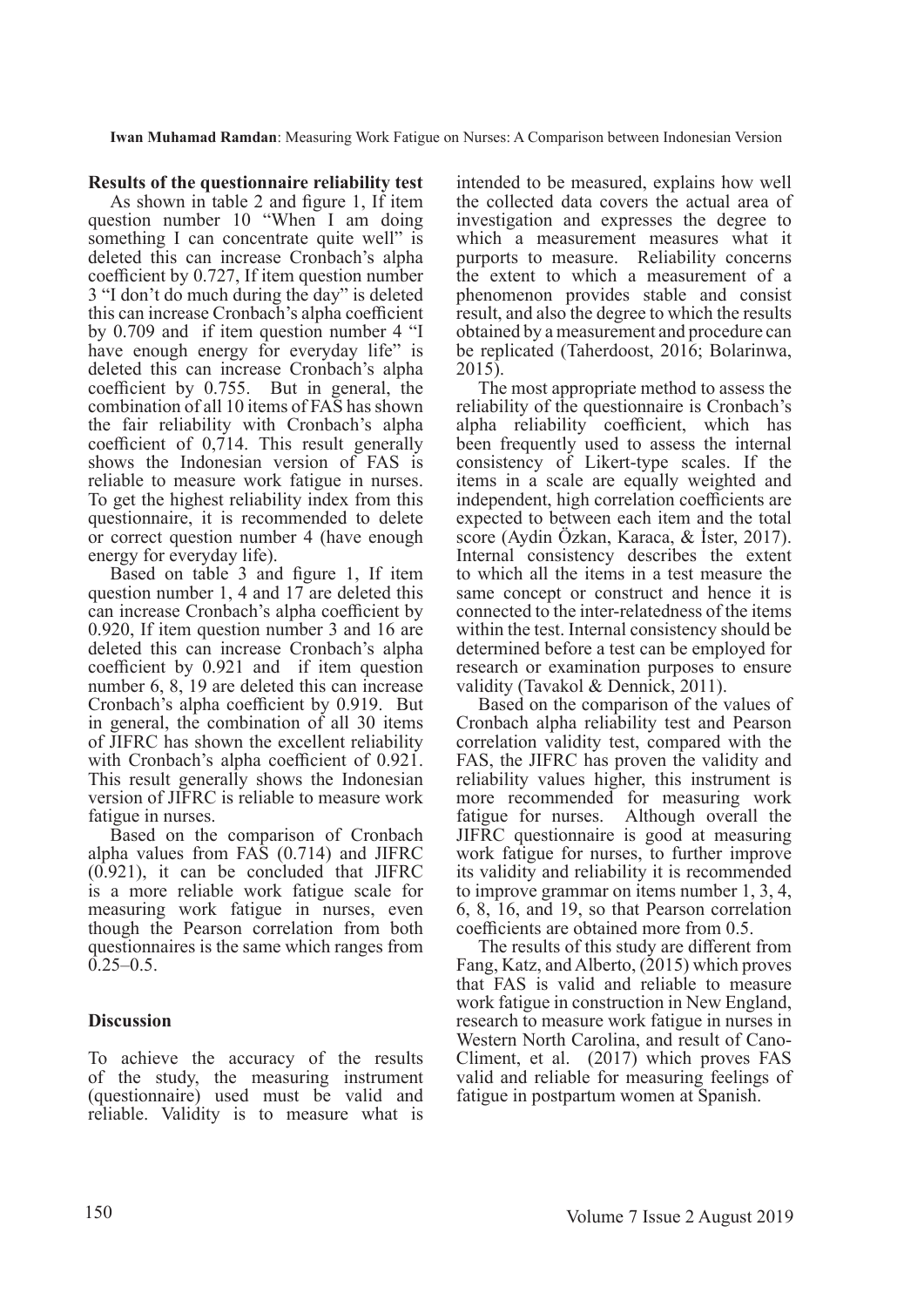**Results of the questionnaire reliability test**

As shown in table 2 and figure 1, If item question number 10 "When I am doing something I can concentrate quite well" is deleted this can increase Cronbach's alpha coefficient by 0.727, If item question number 3 "I don't do much during the day" is deleted this can increase Cronbach's alpha coefficient by 0.709 and if item question number 4 "I have enough energy for everyday life" is deleted this can increase Cronbach's alpha coefficient by 0.755. But in general, the combination of all 10 items of FAS has shown the fair reliability with Cronbach's alpha coefficient of 0,714. This result generally shows the Indonesian version of FAS is reliable to measure work fatigue in nurses. To get the highest reliability index from this questionnaire, it is recommended to delete or correct question number 4 (have enough energy for everyday life).

Based on table 3 and figure 1, If item question number 1, 4 and 17 are deleted this can increase Cronbach's alpha coefficient by 0.920, If item question number 3 and 16 are deleted this can increase Cronbach's alpha coefficient by 0.921 and if item question number 6, 8, 19 are deleted this can increase Cronbach's alpha coefficient by 0.919. But in general, the combination of all 30 items of JIFRC has shown the excellent reliability with Cronbach's alpha coefficient of 0.921. This result generally shows the Indonesian version of JIFRC is reliable to measure work fatigue in nurses.

Based on the comparison of Cronbach alpha values from FAS (0.714) and JIFRC (0.921), it can be concluded that JIFRC is a more reliable work fatigue scale for measuring work fatigue in nurses, even though the Pearson correlation from both questionnaires is the same which ranges from 0.25–0.5.

## Discussion

To achieve the accuracy of the results of the study, the measuring instrument (questionnaire) used must be valid and reliable. Validity is to measure what is intended to be measured, explains how well the collected data covers the actual area of investigation and expresses the degree to which a measurement measures what it purports to measure. Reliability concerns the extent to which a measurement of a phenomenon provides stable and consist result, and also the degree to which the results obtained by a measurement and procedure can be replicated (Taherdoost, 2016; Bolarinwa, 2015).

The most appropriate method to assess the reliability of the questionnaire is Cronbach's alpha reliability coefficient, which has been frequently used to assess the internal consistency of Likert-type scales. If the items in a scale are equally weighted and independent, high correlation coefficients are expected to between each item and the total score (Aydin Özkan, Karaca, & İster, 2017). Internal consistency describes the extent to which all the items in a test measure the same concept or construct and hence it is connected to the inter-relatedness of the items within the test. Internal consistency should be determined before a test can be employed for research or examination purposes to ensure validity (Tavakol & Dennick, 2011).

Based on the comparison of the values of Cronbach alpha reliability test and Pearson correlation validity test, compared with the FAS, the JIFRC has proven the validity and reliability values higher, this instrument is more recommended for measuring work fatigue for nurses. Although overall the JIFRC questionnaire is good at measuring work fatigue for nurses, to further improve its validity and reliability it is recommended to improve grammar on items number 1, 3, 4, 6, 8, 16, and 19, so that Pearson correlation coefficients are obtained more from 0.5.

The results of this study are different from Fang, Katz, and Alberto, (2015) which proves that FAS is valid and reliable to measure work fatigue in construction in New England, research to measure work fatigue in nurses in Western North Carolina, and result of Cano-Climent, et al. (2017) which proves FAS valid and reliable for measuring feelings of fatigue in postpartum women at Spanish.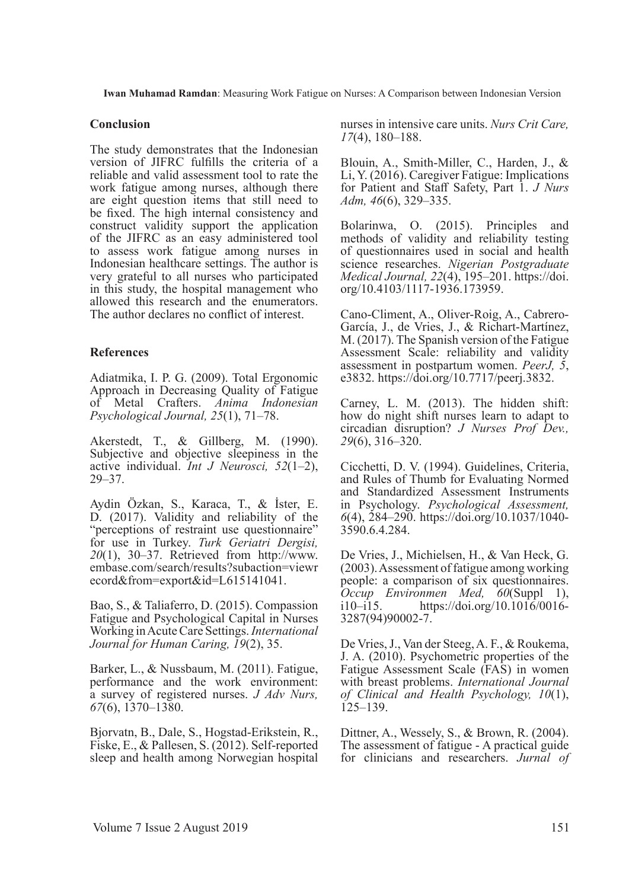## Conclusion

The study demonstrates that the Indonesian version of JIFRC fulfills the criteria of a reliable and valid assessment tool to rate the work fatigue among nurses, although there are eight question items that still need to be fixed. The high internal consistency and construct validity support the application of the JIFRC as an easy administered tool to assess work fatigue among nurses in Indonesian healthcare settings. The author is very grateful to all nurses who participated in this study, the hospital management who allowed this research and the enumerators. The author declares no conflict of interest.

## References

Adiatmika, I. P. G. (2009). Total Ergonomic Approach in Decreasing Quality of Fatigue of Metal Crafters. *Anima Indonesian Psychological Journal, 25*(1), 71–78.

Akerstedt, T., & Gillberg, M. (1990). Subjective and objective sleepiness in the active individual. *Int J Neurosci, 52*(1–2), 29–37.

Aydin Özkan, S., Karaca, T., & İster, E. D. (2017). Validity and reliability of the "perceptions of restraint use questionnaire" for use in Turkey. *Turk Geriatri Dergisi, 20*(1), 30–37. Retrieved from http://www.embase.com/search/results?subaction=viewrecord&from=export&id=L615141041.

Bao, S., & Taliaferro, D. (2015). Compassion Fatigue and Psychological Capital in Nurses Working in Acute Care Settings. *International Journal for Human Caring, 19*(2), 35.

Barker, L., & Nussbaum, M. (2011). Fatigue, performance and the work environment: a survey of registered nurses. *J Adv Nurs, 67*(6), 1370–1380.

Bjorvatn, B., Dale, S., Hogstad-Erikstein, R., Fiske, E., & Pallesen, S. (2012). Self-reported sleep and health among Norwegian hospital nurses in intensive care units. *Nurs Crit Care, 17*(4), 180–188.

Blouin, A., Smith-Miller, C., Harden, J., & Li, Y. (2016). Caregiver Fatigue: Implications for Patient and Staff Safety, Part 1. *J Nurs Adm, 46*(6), 329–335.

Bolarinwa, O. (2015). Principles and methods of validity and reliability testing of questionnaires used in social and health science researches. *Nigerian Postgraduate Medical Journal, 22*(4), 195–201. https://doi.org/10.4103/1117-1936.173959.

Cano-Climent, A., Oliver-Roig, A., Cabrero-García, J., de Vries, J., & Richart-Martínez, M. (2017). The Spanish version of the Fatigue Assessment Scale: reliability and validity assessment in postpartum women. *PeerJ, 5*, e3832. https://doi.org/10.7717/peerj.3832.

Carney, L. M. (2013). The hidden shift: how do night shift nurses learn to adapt to circadian disruption? *J Nurses Prof Dev., 29*(6), 316–320.

Cicchetti, D. V. (1994). Guidelines, Criteria, and Rules of Thumb for Evaluating Normed and Standardized Assessment Instruments in Psychology. *Psychological Assessment, 6*(4), 284–290. https://doi.org/10.1037/1040-3590.6.4.284.

De Vries, J., Michielsen, H., & Van Heck, G. (2003). Assessment of fatigue among working people: a comparison of six questionnaires. *Occup Environmen Med, 60*(Suppl 1), i10–i15. https://doi.org/10.1016/0016-3287(94)90002-7.

De Vries, J., Van der Steeg, A. F., & Roukema, J. A. (2010). Psychometric properties of the Fatigue Assessment Scale (FAS) in women with breast problems. *International Journal of Clinical and Health Psychology, 10*(1), 125–139.

Dittner, A., Wessely, S., & Brown, R. (2004). The assessment of fatigue - A practical guide for clinicians and researchers. *Jurnal of*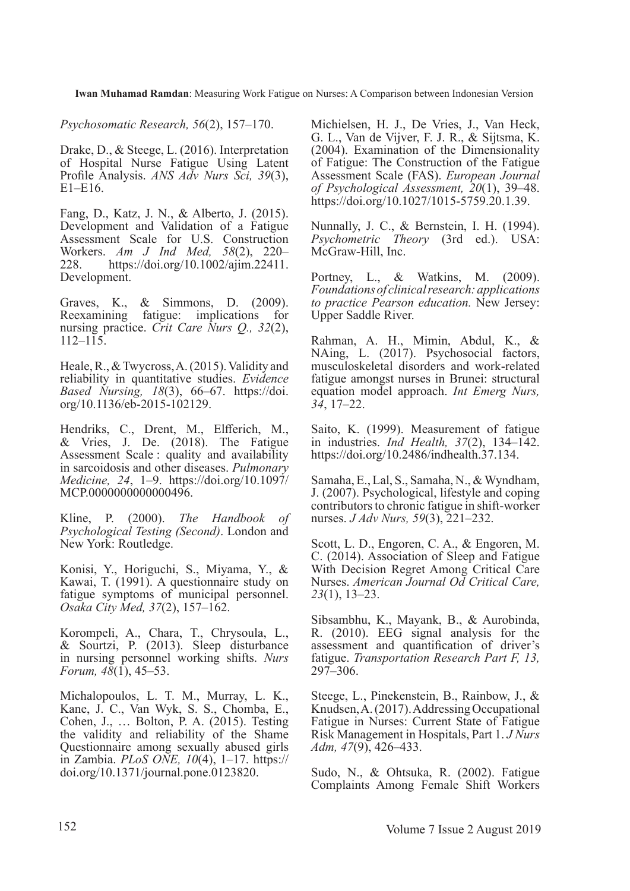*Psychosomatic Research, 56*(2), 157–170.

Drake, D., & Steege, L. (2016). Interpretation of Hospital Nurse Fatigue Using Latent Profile Analysis. *ANS Adv Nurs Sci, 39*(3), E1–E16.

Fang, D., Katz, J. N., & Alberto, J. (2015). Development and Validation of a Fatigue Assessment Scale for U.S. Construction Workers. *Am J Ind Med, 58*(2), 220–228. https://doi.org/10.1002/ajim.22411. Development.

Graves, K., & Simmons, D. (2009). Reexamining fatigue: implications for nursing practice. *Crit Care Nurs Q., 32*(2), 112–115.

Heale, R., & Twycross, A. (2015). Validity and reliability in quantitative studies. *Evidence Based Nursing, 18*(3), 66–67. https://doi.org/10.1136/eb-2015-102129.

Hendriks, C., Drent, M., Elfferich, M., & Vries, J. De. (2018). The Fatigue Assessment Scale : quality and availability in sarcoidosis and other diseases. *Pulmonary Medicine, 24*, 1–9. https://doi.org/10.1097/MCP.0000000000000496.

Kline, P. (2000). *The Handbook of Psychological Testing (Second)*. London and New York: Routledge.

Konisi, Y., Horiguchi, S., Miyama, Y., & Kawai, T. (1991). A questionnaire study on fatigue symptoms of municipal personnel. *Osaka City Med, 37*(2), 157–162.

Korompeli, A., Chara, T., Chrysoula, L., & Sourtzi, P. (2013). Sleep disturbance in nursing personnel working shifts. *Nurs Forum, 48*(1), 45–53.

Michalopoulos, L. T. M., Murray, L. K., Kane, J. C., Van Wyk, S. S., Chomba, E., Cohen, J., … Bolton, P. A. (2015). Testing the validity and reliability of the Shame Questionnaire among sexually abused girls in Zambia. *PLoS ONE, 10*(4), 1–17. https://doi.org/10.1371/journal.pone.0123820.

Michielsen, H. J., De Vries, J., Van Heck, G. L., Van de Vijver, F. J. R., & Sijtsma, K. (2004). Examination of the Dimensionality of Fatigue: The Construction of the Fatigue Assessment Scale (FAS). *European Journal of Psychological Assessment, 20*(1), 39–48. https://doi.org/10.1027/1015-5759.20.1.39.

Nunnally, J. C., & Bernstein, I. H. (1994). *Psychometric Theory* (3rd ed.). USA: McGraw-Hill, Inc.

Portney, L., & Watkins, M. (2009). *Foundations of clinical research: applications to practice Pearson education.* New Jersey: Upper Saddle River.

Rahman, A. H., Mimin, Abdul, K., & NAing, L. (2017). Psychosocial factors, musculoskeletal disorders and work-related fatigue amongst nurses in Brunei: structural equation model approach. *Int Emerg Nurs, 34*, 17–22.

Saito, K. (1999). Measurement of fatigue in industries. *Ind Health, 37*(2), 134–142. https://doi.org/10.2486/indhealth.37.134.

Samaha, E., Lal, S., Samaha, N., & Wyndham, J. (2007). Psychological, lifestyle and coping contributors to chronic fatigue in shift-worker nurses. *J Adv Nurs, 59*(3), 221–232.

Scott, L. D., Engoren, C. A., & Engoren, M. C. (2014). Association of Sleep and Fatigue With Decision Regret Among Critical Care Nurses. *American Journal Od Critical Care, 23*(1), 13–23.

Sibsambhu, K., Mayank, B., & Aurobinda, R. (2010). EEG signal analysis for the assessment and quantification of driver's fatigue. *Transportation Research Part F, 13,* 297–306.

Steege, L., Pinekenstein, B., Rainbow, J., & Knudsen, A. (2017). Addressing Occupational Fatigue in Nurses: Current State of Fatigue Risk Management in Hospitals, Part 1. *J Nurs Adm, 47*(9), 426–433.

Sudo, N., & Ohtsuka, R. (2002). Fatigue Complaints Among Female Shift Workers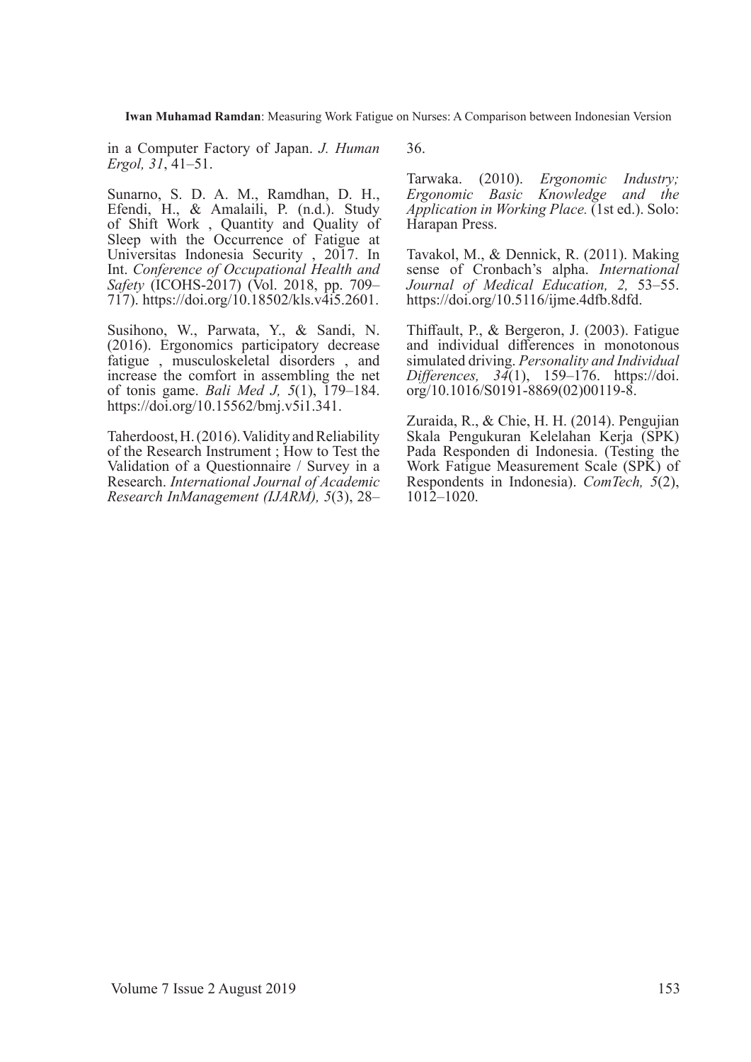in a Computer Factory of Japan. *J. Human Ergol, 31*, 41–51.

Sunarno, S. D. A. M., Ramdhan, D. H., Efendi, H., & Amalaili, P. (n.d.). Study of Shift Work , Quantity and Quality of Sleep with the Occurrence of Fatigue at Universitas Indonesia Security , 2017. In Int. *Conference of Occupational Health and Safety* (ICOHS-2017) (Vol. 2018, pp. 709–717). https://doi.org/10.18502/kls.v4i5.2601.

Susihono, W., Parwata, Y., & Sandi, N. (2016). Ergonomics participatory decrease fatigue , musculoskeletal disorders , and increase the comfort in assembling the net of tonis game. *Bali Med J, 5*(1), 179–184. https://doi.org/10.15562/bmj.v5i1.341.

Taherdoost, H. (2016). Validity and Reliability of the Research Instrument ; How to Test the Validation of a Questionnaire / Survey in a Research. *International Journal of Academic Research InManagement (IJARM), 5*(3), 28–36.

Tarwaka. (2010). *Ergonomic Industry; Ergonomic Basic Knowledge and the Application in Working Place.* (1st ed.). Solo: Harapan Press.

Tavakol, M., & Dennick, R. (2011). Making sense of Cronbach's alpha. *International Journal of Medical Education, 2,* 53–55. https://doi.org/10.5116/ijme.4dfb.8dfd.

Thiffault, P., & Bergeron, J. (2003). Fatigue and individual differences in monotonous simulated driving. *Personality and Individual Differences, 34*(1), 159–176. https://doi.org/10.1016/S0191-8869(02)00119-8.

Zuraida, R., & Chie, H. H. (2014). Pengujian Skala Pengukuran Kelelahan Kerja (SPK) Pada Responden di Indonesia. (Testing the Work Fatigue Measurement Scale (SPK) of Respondents in Indonesia). *ComTech, 5*(2), 1012–1020.